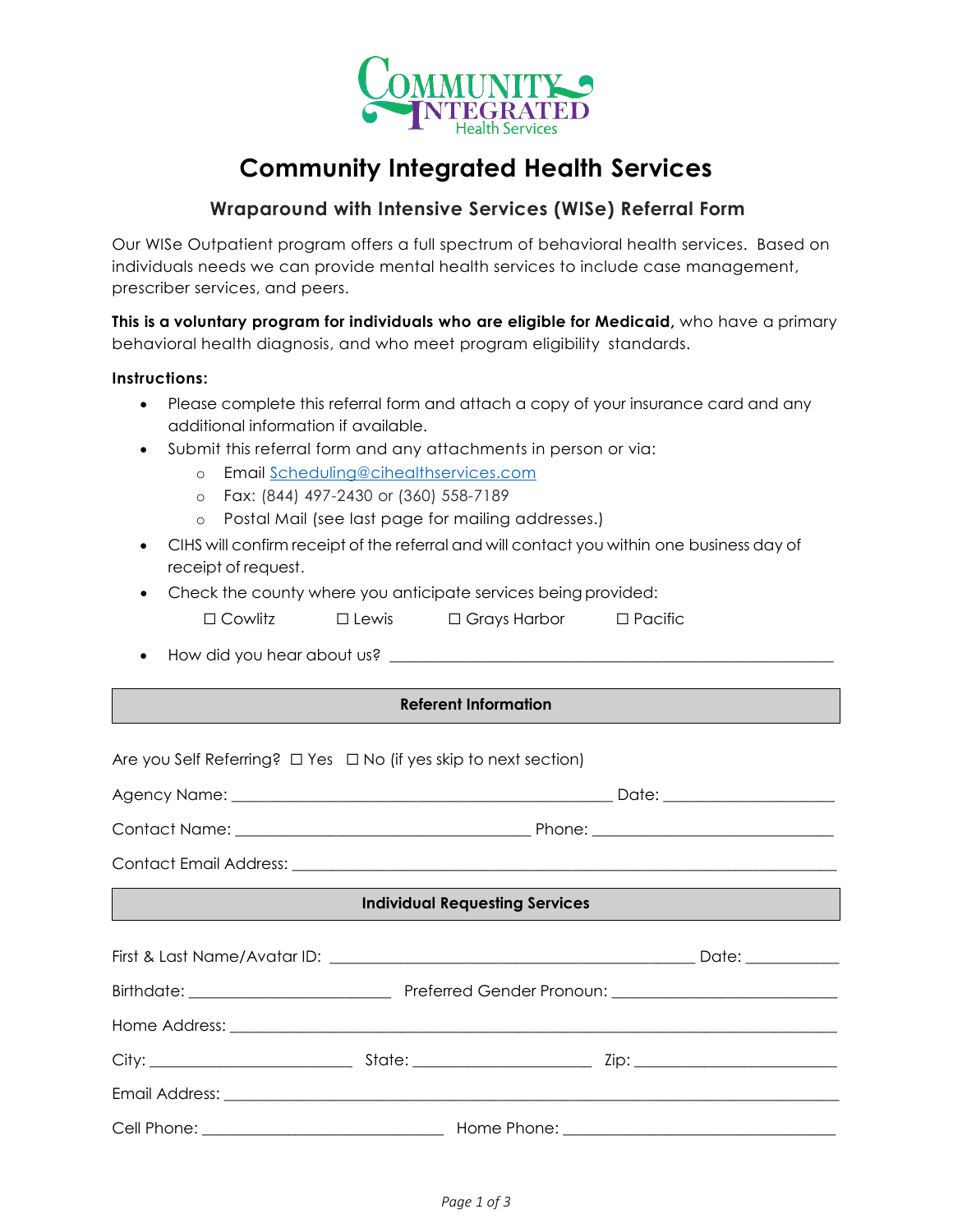# Community Integrated Health Services

## Wraparound with Intensive Services (WISe) Referral Form

Our WISe Outpatient program offers a full spectrum of behavioral health services. Based on individuals needs we can provide mental health services to include case management, prescriber services, and peers.

**This is a voluntary program for individuals who are eligible for Medicaid,** who have a primary behavioral health diagnosis, and who meet program eligibility standards.

**Instructions:**

- Please complete this referral form and attach a copy of your insurance card and any additional information if available.
- Submit this referral form and any attachments in person or via:
  - Email Scheduling@cihealthservices.com
  - Fax: (844) 497-2430 or (360) 558-7189
  - Postal Mail (see last page for mailing addresses.)
- CIHS will confirm receipt of the referral and will contact you within one business day of receipt of request.
- Check the county where you anticipate services being provided:

  ☐ Cowlitz ☐ Lewis ☐ Grays Harbor ☐ Pacific

- How did you hear about us? ________________________________________________

### Referent Information

Are you Self Referring? ☐ Yes ☐ No (if yes skip to next section)

Agency Name: ____________________________________________ Date: ____________________

Contact Name: ___________________________________ Phone: ____________________________

Contact Email Address: ________________________________________________________________

### Individual Requesting Services

First & Last Name/Avatar ID: ___________________________________________ Date: ___________

Birthdate: _______________________ Preferred Gender Pronoun: __________________________

Home Address: ______________________________________________________________________

City: _______________________ State: ____________________ Zip: _______________________

Email Address: ______________________________________________________________________

Cell Phone: ____________________________ Home Phone: ________________________________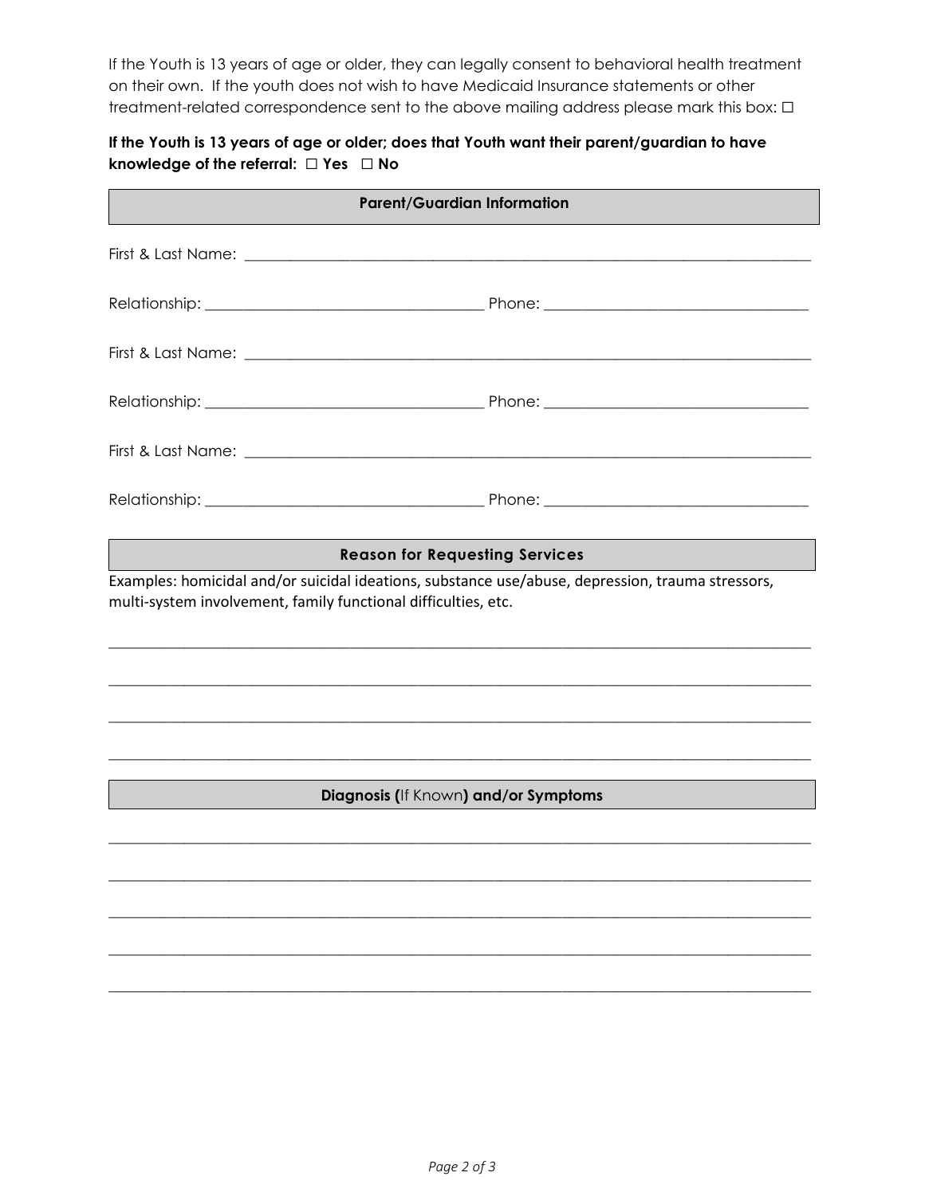If the Youth is 13 years of age or older, they can legally consent to behavioral health treatment on their own. If the youth does not wish to have Medicaid Insurance statements or other treatment-related correspondence sent to the above mailing address please mark this box: ☐

**If the Youth is 13 years of age or older; does that Youth want their parent/guardian to have knowledge of the referral: ☐ Yes ☐ No**

## Parent/Guardian Information

First & Last Name: ___________________________________________

Relationship: ______________________ Phone: ______________________

First & Last Name: ___________________________________________

Relationship: ______________________ Phone: ______________________

First & Last Name: ___________________________________________

Relationship: ______________________ Phone: ______________________

## Reason for Requesting Services

Examples: homicidal and/or suicidal ideations, substance use/abuse, depression, trauma stressors, multi-system involvement, family functional difficulties, etc.

_______________________________________________________________

_______________________________________________________________

_______________________________________________________________

_______________________________________________________________

## Diagnosis (If Known) and/or Symptoms

_______________________________________________________________

_______________________________________________________________

_______________________________________________________________

_______________________________________________________________

_______________________________________________________________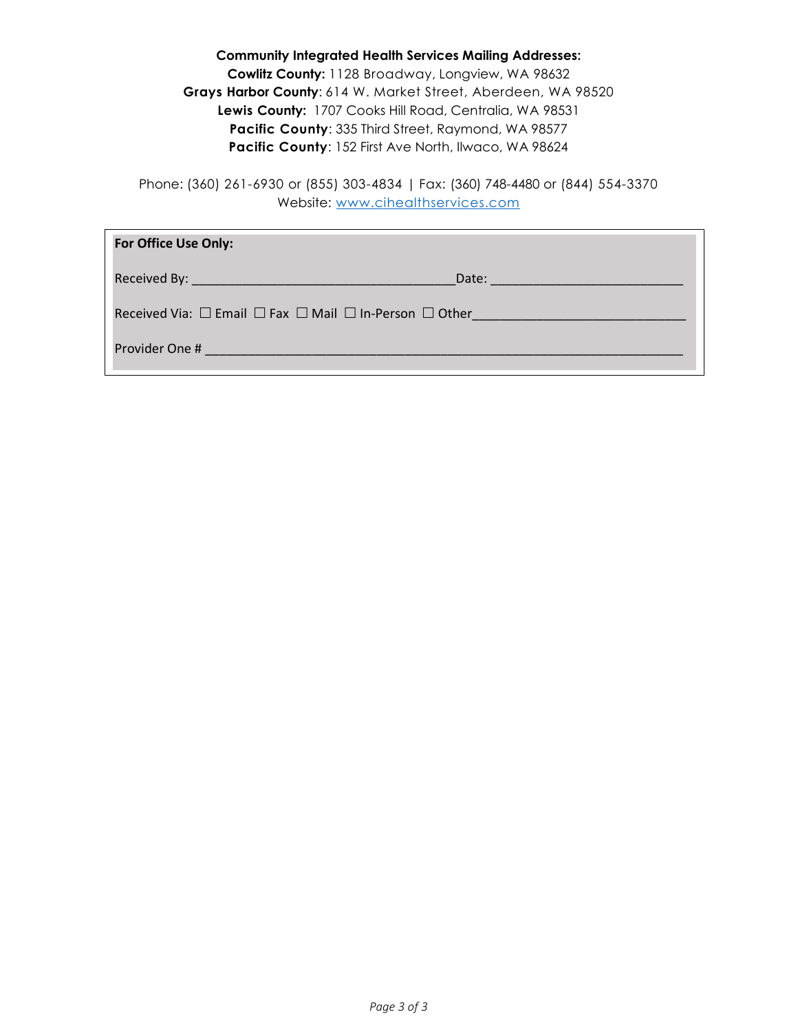**Community Integrated Health Services Mailing Addresses:**
**Cowlitz County:** 1128 Broadway, Longview, WA 98632
**Grays Harbor County**: 614 W. Market Street, Aberdeen, WA 98520
**Lewis County:** 1707 Cooks Hill Road, Centralia, WA 98531
**Pacific County**: 335 Third Street, Raymond, WA 98577
**Pacific County**: 152 First Ave North, Ilwaco, WA 98624

Phone: (360) 261-6930 or (855) 303-4834 | Fax: (360) 748-4480 or (844) 554-3370
Website: [www.cihealthservices.com](http://www.cihealthservices.com)

**For Office Use Only:**

Received By: ____________________________________Date: ___________________________

Received Via: ☐ Email ☐ Fax ☐ Mail ☐ In-Person ☐ Other_____________________________

Provider One # ___________________________________________________________________